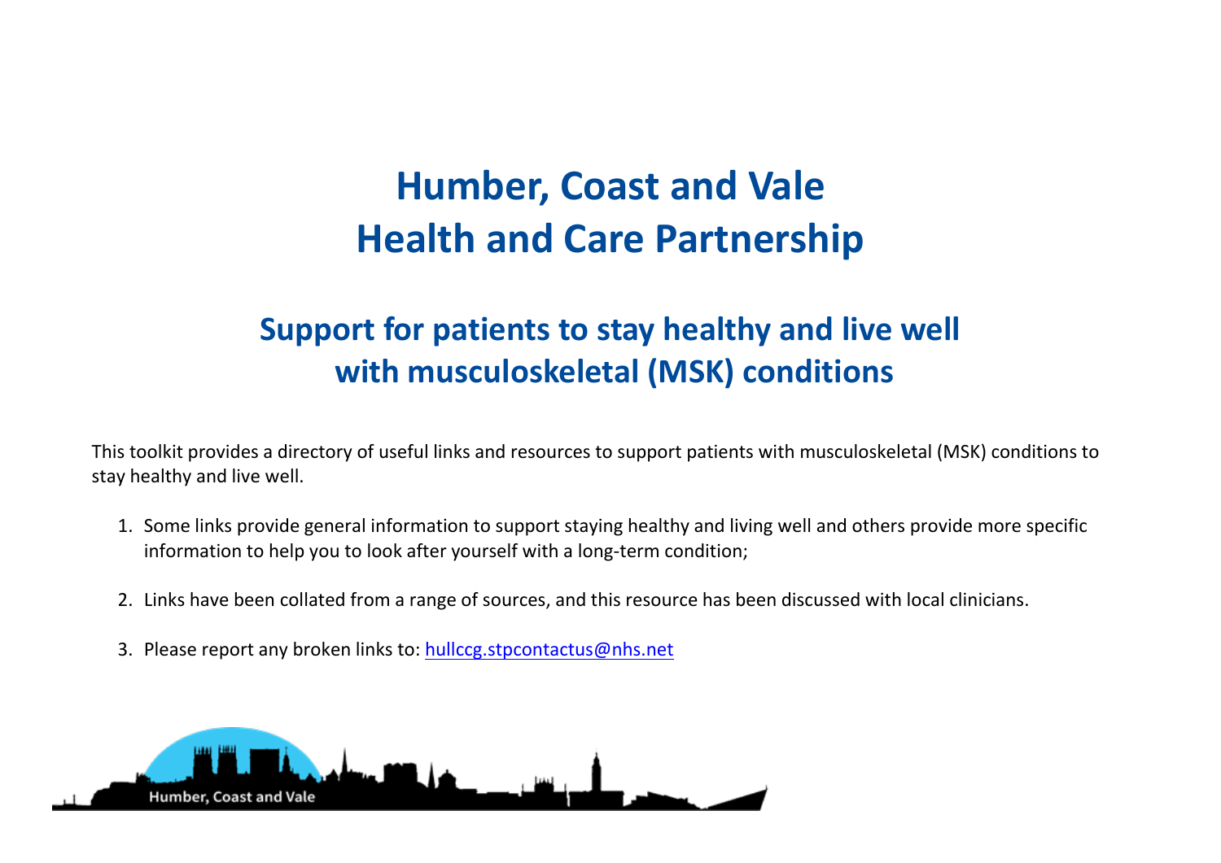# Humber, Coast and Vale
# Health and Care Partnership

## Support for patients to stay healthy and live well with musculoskeletal (MSK) conditions

This toolkit provides a directory of useful links and resources to support patients with musculoskeletal (MSK) conditions to stay healthy and live well.

1. Some links provide general information to support staying healthy and living well and others provide more specific information to help you to look after yourself with a long-term condition;

2. Links have been collated from a range of sources, and this resource has been discussed with local clinicians.

3. Please report any broken links to: [hullccg.stpcontactus@nhs.net](mailto:hullccg.stpcontactus@nhs.net)

Humber, Coast and Vale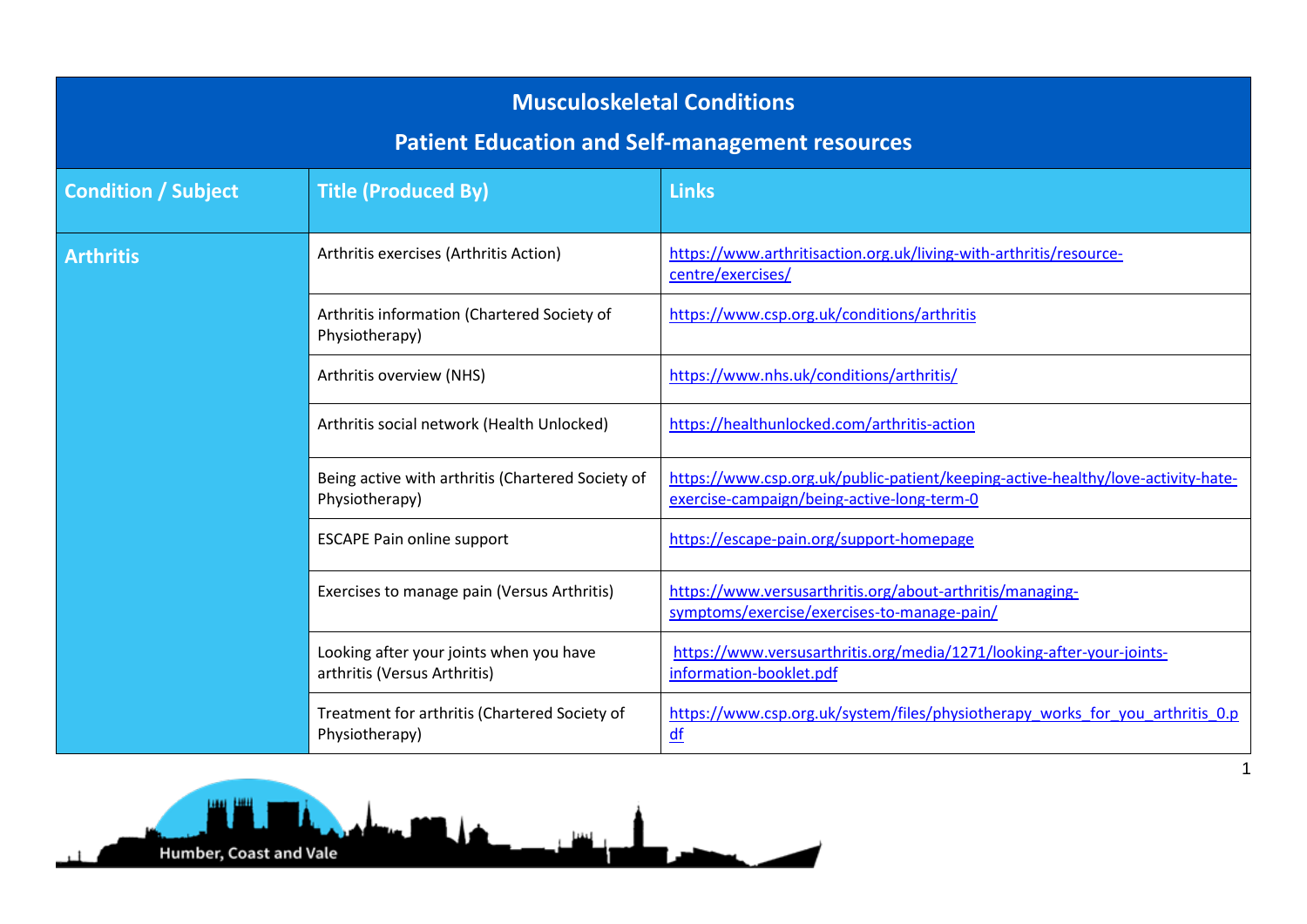# Musculoskeletal Conditions

## Patient Education and Self-management resources

| Condition / Subject | Title (Produced By) | Links |
|---|---|---|
| **Arthritis** | Arthritis exercises (Arthritis Action) | https://www.arthritisaction.org.uk/living-with-arthritis/resource-centre/exercises/ |
| | Arthritis information (Chartered Society of Physiotherapy) | https://www.csp.org.uk/conditions/arthritis |
| | Arthritis overview (NHS) | https://www.nhs.uk/conditions/arthritis/ |
| | Arthritis social network (Health Unlocked) | https://healthunlocked.com/arthritis-action |
| | Being active with arthritis (Chartered Society of Physiotherapy) | https://www.csp.org.uk/public-patient/keeping-active-healthy/love-activity-hate-exercise-campaign/being-active-long-term-0 |
| | ESCAPE Pain online support | https://escape-pain.org/support-homepage |
| | Exercises to manage pain (Versus Arthritis) | https://www.versusarthritis.org/about-arthritis/managing-symptoms/exercise/exercises-to-manage-pain/ |
| | Looking after your joints when you have arthritis (Versus Arthritis) | https://www.versusarthritis.org/media/1271/looking-after-your-joints-information-booklet.pdf |
| | Treatment for arthritis (Chartered Society of Physiotherapy) | https://www.csp.org.uk/system/files/physiotherapy_works_for_you_arthritis_0.pdf |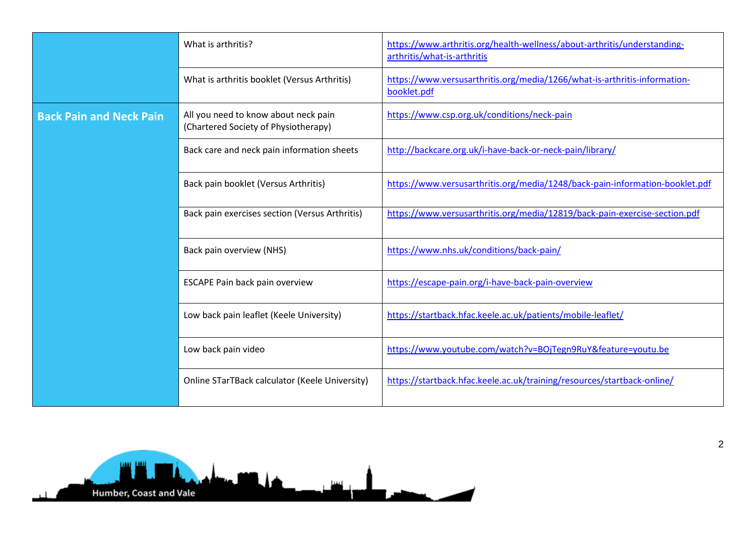| | | |
|---|---|---|
| | What is arthritis? | https://www.arthritis.org/health-wellness/about-arthritis/understanding-arthritis/what-is-arthritis |
| | What is arthritis booklet (Versus Arthritis) | https://www.versusarthritis.org/media/1266/what-is-arthritis-information-booklet.pdf |
| **Back Pain and Neck Pain** | All you need to know about neck pain (Chartered Society of Physiotherapy) | https://www.csp.org.uk/conditions/neck-pain |
| | Back care and neck pain information sheets | http://backcare.org.uk/i-have-back-or-neck-pain/library/ |
| | Back pain booklet (Versus Arthritis) | https://www.versusarthritis.org/media/1248/back-pain-information-booklet.pdf |
| | Back pain exercises section (Versus Arthritis) | https://www.versusarthritis.org/media/12819/back-pain-exercise-section.pdf |
| | Back pain overview (NHS) | https://www.nhs.uk/conditions/back-pain/ |
| | ESCAPE Pain back pain overview | https://escape-pain.org/i-have-back-pain-overview |
| | Low back pain leaflet (Keele University) | https://startback.hfac.keele.ac.uk/patients/mobile-leaflet/ |
| | Low back pain video | https://www.youtube.com/watch?v=BOjTegn9RuY&feature=youtu.be |
| | Online STarTBack calculator (Keele University) | https://startback.hfac.keele.ac.uk/training/resources/startback-online/ |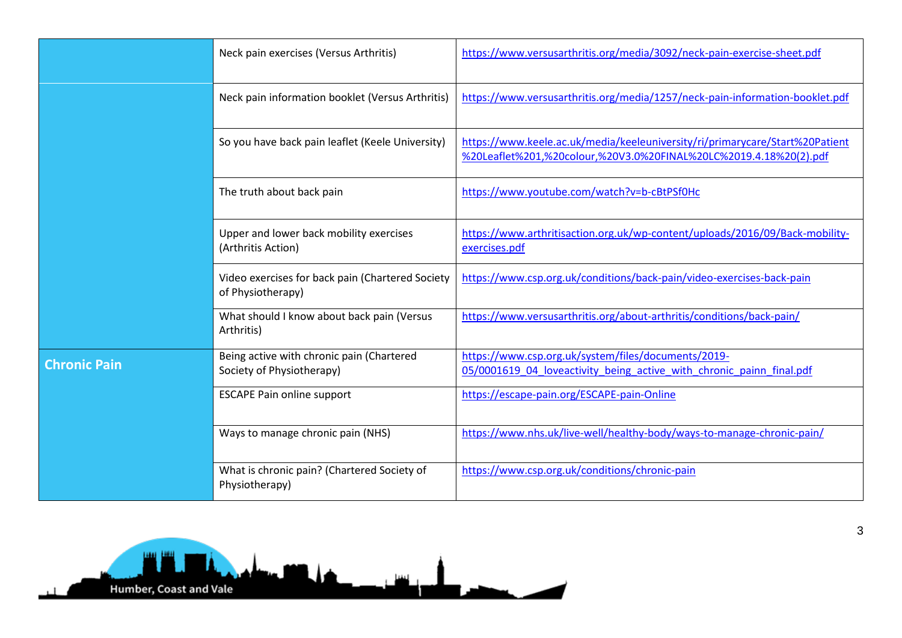| | | |
|---|---|---|
| | Neck pain exercises (Versus Arthritis) | https://www.versusarthritis.org/media/3092/neck-pain-exercise-sheet.pdf |
| | Neck pain information booklet (Versus Arthritis) | https://www.versusarthritis.org/media/1257/neck-pain-information-booklet.pdf |
| | So you have back pain leaflet (Keele University) | https://www.keele.ac.uk/media/keeleuniversity/ri/primarycare/Start%20Patient%20Leaflet%201,%20colour,%20V3.0%20FINAL%20LC%2019.4.18%20(2).pdf |
| | The truth about back pain | https://www.youtube.com/watch?v=b-cBtPSf0Hc |
| | Upper and lower back mobility exercises (Arthritis Action) | https://www.arthritisaction.org.uk/wp-content/uploads/2016/09/Back-mobility-exercises.pdf |
| | Video exercises for back pain (Chartered Society of Physiotherapy) | https://www.csp.org.uk/conditions/back-pain/video-exercises-back-pain |
| | What should I know about back pain (Versus Arthritis) | https://www.versusarthritis.org/about-arthritis/conditions/back-pain/ |
| **Chronic Pain** | Being active with chronic pain (Chartered Society of Physiotherapy) | https://www.csp.org.uk/system/files/documents/2019-05/0001619_04_loveactivity_being_active_with_chronic_painn_final.pdf |
| | ESCAPE Pain online support | https://escape-pain.org/ESCAPE-pain-Online |
| | Ways to manage chronic pain (NHS) | https://www.nhs.uk/live-well/healthy-body/ways-to-manage-chronic-pain/ |
| | What is chronic pain? (Chartered Society of Physiotherapy) | https://www.csp.org.uk/conditions/chronic-pain |

Humber, Coast and Vale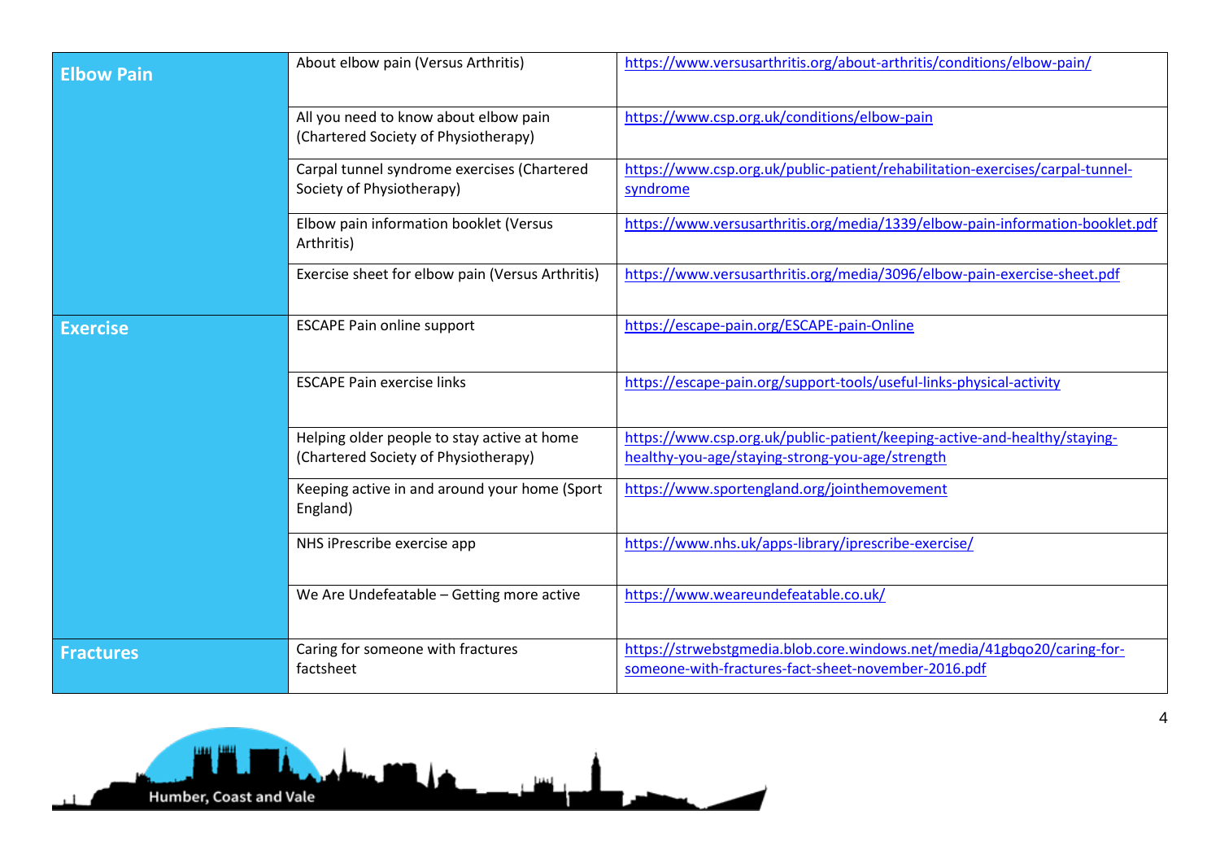| | | |
|---|---|---|
| **Elbow Pain** | About elbow pain (Versus Arthritis) | https://www.versusarthritis.org/about-arthritis/conditions/elbow-pain/ |
| | All you need to know about elbow pain (Chartered Society of Physiotherapy) | https://www.csp.org.uk/conditions/elbow-pain |
| | Carpal tunnel syndrome exercises (Chartered Society of Physiotherapy) | https://www.csp.org.uk/public-patient/rehabilitation-exercises/carpal-tunnel-syndrome |
| | Elbow pain information booklet (Versus Arthritis) | https://www.versusarthritis.org/media/1339/elbow-pain-information-booklet.pdf |
| | Exercise sheet for elbow pain (Versus Arthritis) | https://www.versusarthritis.org/media/3096/elbow-pain-exercise-sheet.pdf |
| **Exercise** | ESCAPE Pain online support | https://escape-pain.org/ESCAPE-pain-Online |
| | ESCAPE Pain exercise links | https://escape-pain.org/support-tools/useful-links-physical-activity |
| | Helping older people to stay active at home (Chartered Society of Physiotherapy) | https://www.csp.org.uk/public-patient/keeping-active-and-healthy/staying-healthy-you-age/staying-strong-you-age/strength |
| | Keeping active in and around your home (Sport England) | https://www.sportengland.org/jointhemovement |
| | NHS iPrescribe exercise app | https://www.nhs.uk/apps-library/iprescribe-exercise/ |
| | We Are Undefeatable – Getting more active | https://www.weareundefeatable.co.uk/ |
| **Fractures** | Caring for someone with fractures factsheet | https://strwebstgmedia.blob.core.windows.net/media/41gbqo20/caring-for-someone-with-fractures-fact-sheet-november-2016.pdf |

Humber, Coast and Vale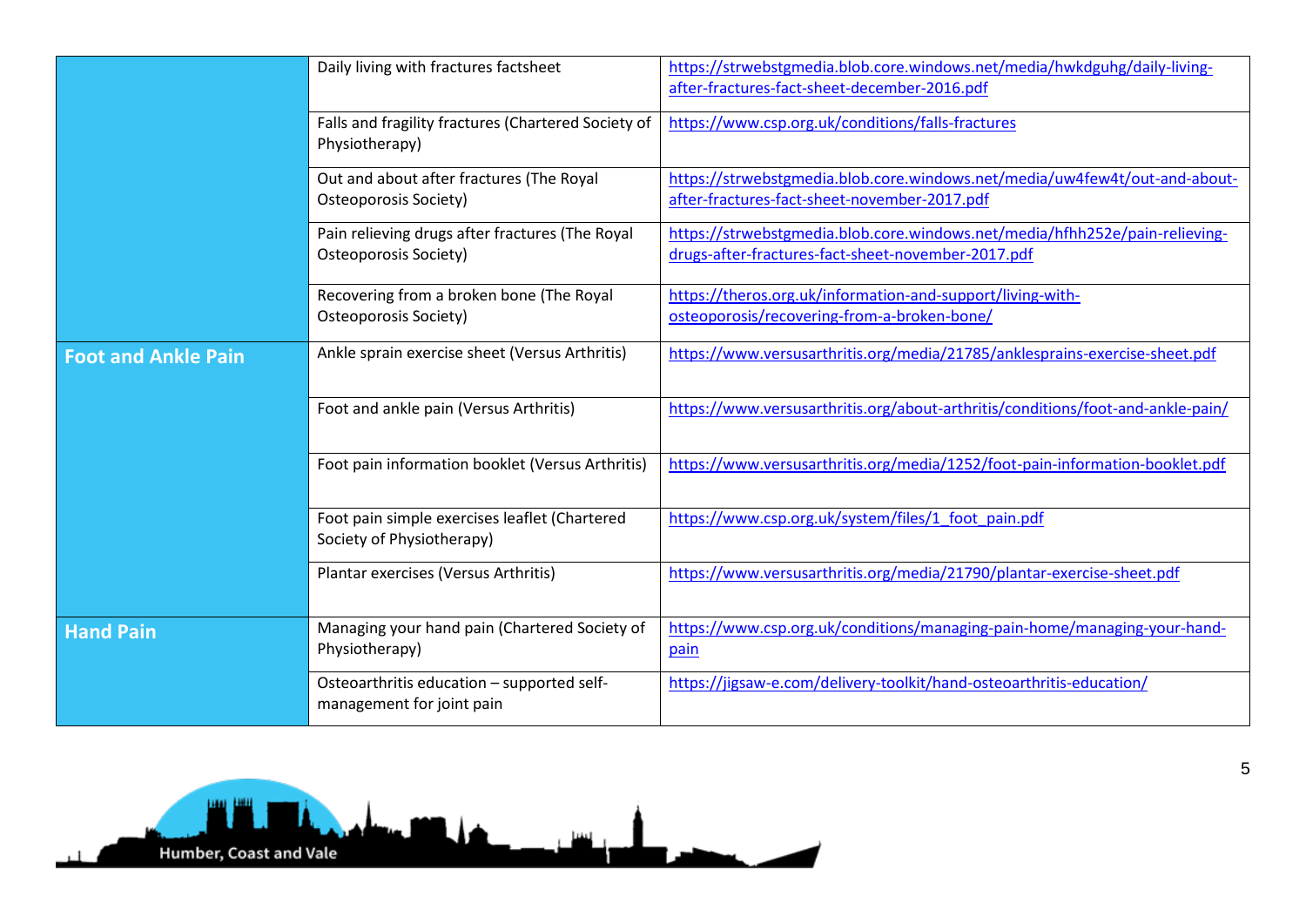| | | |
|---|---|---|
| | Daily living with fractures factsheet | https://strwebstgmedia.blob.core.windows.net/media/hwkdguhg/daily-living-after-fractures-fact-sheet-december-2016.pdf |
| | Falls and fragility fractures (Chartered Society of Physiotherapy) | https://www.csp.org.uk/conditions/falls-fractures |
| | Out and about after fractures (The Royal Osteoporosis Society) | https://strwebstgmedia.blob.core.windows.net/media/uw4few4t/out-and-about-after-fractures-fact-sheet-november-2017.pdf |
| | Pain relieving drugs after fractures (The Royal Osteoporosis Society) | https://strwebstgmedia.blob.core.windows.net/media/hfhh252e/pain-relieving-drugs-after-fractures-fact-sheet-november-2017.pdf |
| | Recovering from a broken bone (The Royal Osteoporosis Society) | https://theros.org.uk/information-and-support/living-with-osteoporosis/recovering-from-a-broken-bone/ |
| **Foot and Ankle Pain** | Ankle sprain exercise sheet (Versus Arthritis) | https://www.versusarthritis.org/media/21785/anklesprains-exercise-sheet.pdf |
| | Foot and ankle pain (Versus Arthritis) | https://www.versusarthritis.org/about-arthritis/conditions/foot-and-ankle-pain/ |
| | Foot pain information booklet (Versus Arthritis) | https://www.versusarthritis.org/media/1252/foot-pain-information-booklet.pdf |
| | Foot pain simple exercises leaflet (Chartered Society of Physiotherapy) | https://www.csp.org.uk/system/files/1_foot_pain.pdf |
| | Plantar exercises (Versus Arthritis) | https://www.versusarthritis.org/media/21790/plantar-exercise-sheet.pdf |
| **Hand Pain** | Managing your hand pain (Chartered Society of Physiotherapy) | https://www.csp.org.uk/conditions/managing-pain-home/managing-your-hand-pain |
| | Osteoarthritis education – supported self-management for joint pain | https://jigsaw-e.com/delivery-toolkit/hand-osteoarthritis-education/ |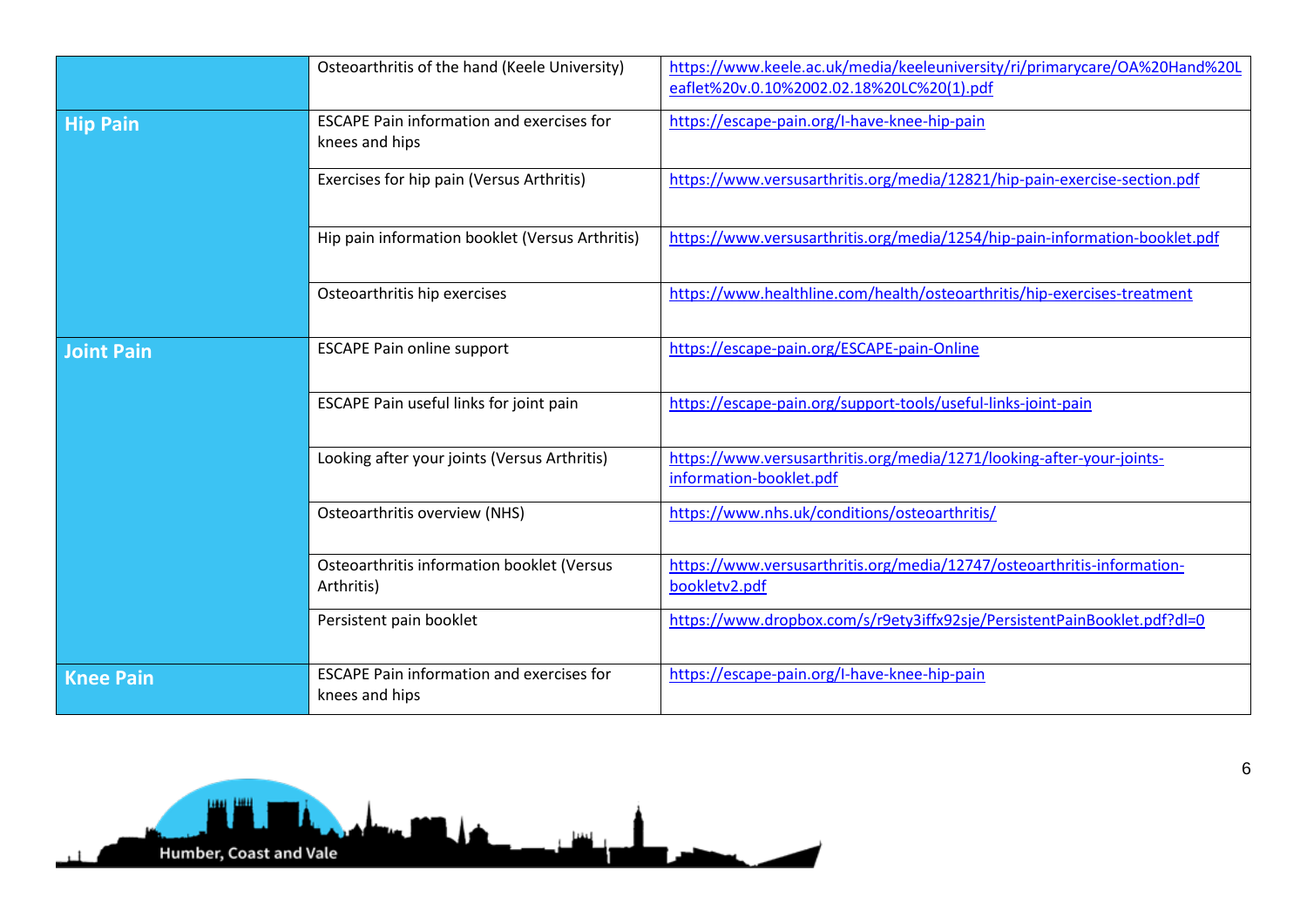| | | |
|---|---|---|
| | Osteoarthritis of the hand (Keele University) | https://www.keele.ac.uk/media/keeleuniversity/ri/primarycare/OA%20Hand%20Leaflet%20v.0.10%2002.02.18%20LC%20(1).pdf |
| **Hip Pain** | ESCAPE Pain information and exercises for knees and hips | https://escape-pain.org/I-have-knee-hip-pain |
| | Exercises for hip pain (Versus Arthritis) | https://www.versusarthritis.org/media/12821/hip-pain-exercise-section.pdf |
| | Hip pain information booklet (Versus Arthritis) | https://www.versusarthritis.org/media/1254/hip-pain-information-booklet.pdf |
| | Osteoarthritis hip exercises | https://www.healthline.com/health/osteoarthritis/hip-exercises-treatment |
| **Joint Pain** | ESCAPE Pain online support | https://escape-pain.org/ESCAPE-pain-Online |
| | ESCAPE Pain useful links for joint pain | https://escape-pain.org/support-tools/useful-links-joint-pain |
| | Looking after your joints (Versus Arthritis) | https://www.versusarthritis.org/media/1271/looking-after-your-joints-information-booklet.pdf |
| | Osteoarthritis overview (NHS) | https://www.nhs.uk/conditions/osteoarthritis/ |
| | Osteoarthritis information booklet (Versus Arthritis) | https://www.versusarthritis.org/media/12747/osteoarthritis-information-bookletv2.pdf |
| | Persistent pain booklet | https://www.dropbox.com/s/r9ety3iffx92sje/PersistentPainBooklet.pdf?dl=0 |
| **Knee Pain** | ESCAPE Pain information and exercises for knees and hips | https://escape-pain.org/I-have-knee-hip-pain |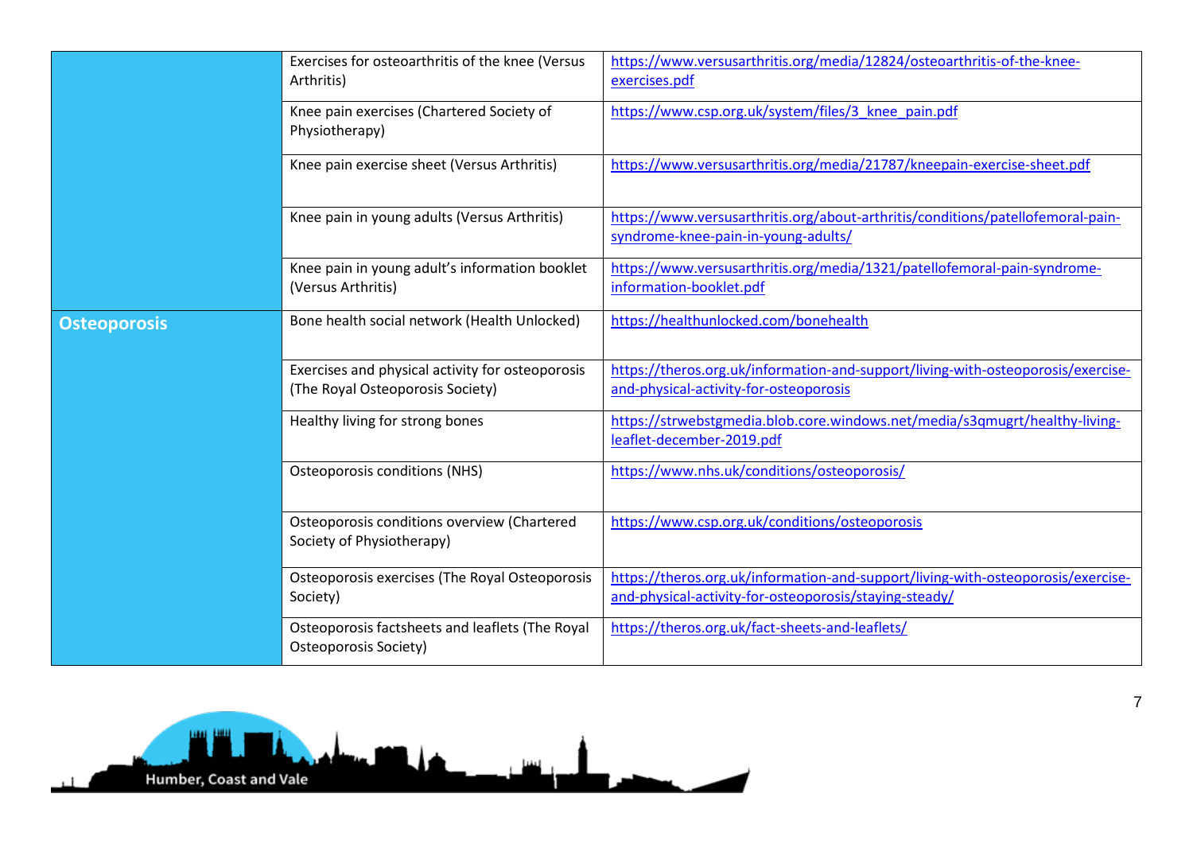| | | |
|---|---|---|
| | Exercises for osteoarthritis of the knee (Versus Arthritis) | https://www.versusarthritis.org/media/12824/osteoarthritis-of-the-knee-exercises.pdf |
| | Knee pain exercises (Chartered Society of Physiotherapy) | https://www.csp.org.uk/system/files/3_knee_pain.pdf |
| | Knee pain exercise sheet (Versus Arthritis) | https://www.versusarthritis.org/media/21787/kneepain-exercise-sheet.pdf |
| | Knee pain in young adults (Versus Arthritis) | https://www.versusarthritis.org/about-arthritis/conditions/patellofemoral-pain-syndrome-knee-pain-in-young-adults/ |
| | Knee pain in young adult's information booklet (Versus Arthritis) | https://www.versusarthritis.org/media/1321/patellofemoral-pain-syndrome-information-booklet.pdf |
| **Osteoporosis** | Bone health social network (Health Unlocked) | https://healthunlocked.com/bonehealth |
| | Exercises and physical activity for osteoporosis (The Royal Osteoporosis Society) | https://theros.org.uk/information-and-support/living-with-osteoporosis/exercise-and-physical-activity-for-osteoporosis |
| | Healthy living for strong bones | https://strwebstgmedia.blob.core.windows.net/media/s3qmugrt/healthy-living-leaflet-december-2019.pdf |
| | Osteoporosis conditions (NHS) | https://www.nhs.uk/conditions/osteoporosis/ |
| | Osteoporosis conditions overview (Chartered Society of Physiotherapy) | https://www.csp.org.uk/conditions/osteoporosis |
| | Osteoporosis exercises (The Royal Osteoporosis Society) | https://theros.org.uk/information-and-support/living-with-osteoporosis/exercise-and-physical-activity-for-osteoporosis/staying-steady/ |
| | Osteoporosis factsheets and leaflets (The Royal Osteoporosis Society) | https://theros.org.uk/fact-sheets-and-leaflets/ |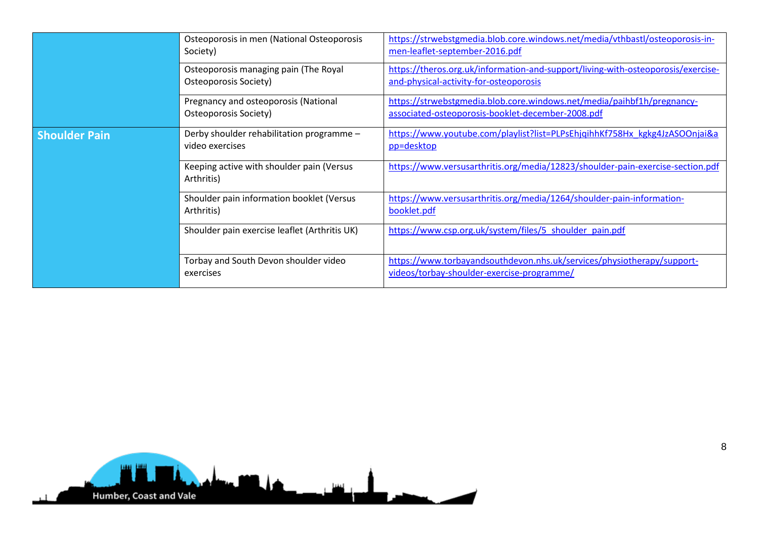| | | |
|---|---|---|
| | Osteoporosis in men (National Osteoporosis Society) | https://strwebstgmedia.blob.core.windows.net/media/vthbastl/osteoporosis-in-men-leaflet-september-2016.pdf |
| | Osteoporosis managing pain (The Royal Osteoporosis Society) | https://theros.org.uk/information-and-support/living-with-osteoporosis/exercise-and-physical-activity-for-osteoporosis |
| | Pregnancy and osteoporosis (National Osteoporosis Society) | https://strwebstgmedia.blob.core.windows.net/media/paihbf1h/pregnancy-associated-osteoporosis-booklet-december-2008.pdf |
| **Shoulder Pain** | Derby shoulder rehabilitation programme – video exercises | https://www.youtube.com/playlist?list=PLPsEhjqihhKf758Hx_kgkg4JzASOOnjai&app=desktop |
| | Keeping active with shoulder pain (Versus Arthritis) | https://www.versusarthritis.org/media/12823/shoulder-pain-exercise-section.pdf |
| | Shoulder pain information booklet (Versus Arthritis) | https://www.versusarthritis.org/media/1264/shoulder-pain-information-booklet.pdf |
| | Shoulder pain exercise leaflet (Arthritis UK) | https://www.csp.org.uk/system/files/5_shoulder_pain.pdf |
| | Torbay and South Devon shoulder video exercises | https://www.torbayandsouthdevon.nhs.uk/services/physiotherapy/support-videos/torbay-shoulder-exercise-programme/ |

Humber, Coast and Vale